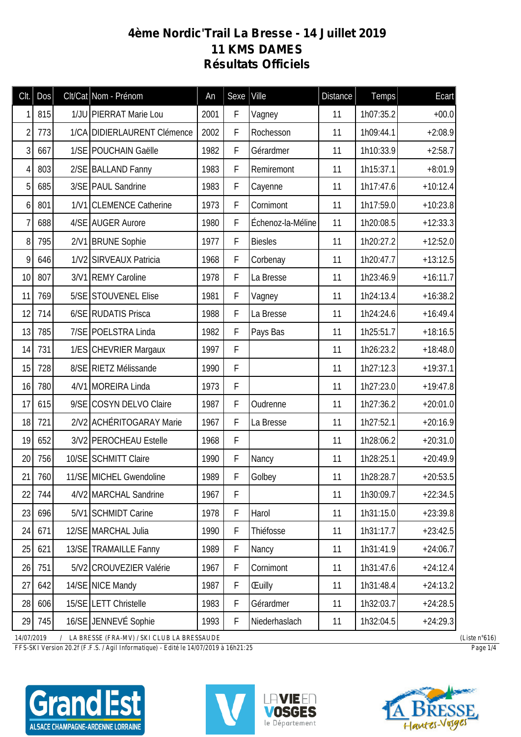# 4ème Nordic'Trail La Bresse - 14 Juillet 2019
## 11 KMS DAMES
## Résultats Officiels

| Clt. | Dos | Clt/Cat | Nom - Prénom | An | Sexe | Ville | Distance | Temps | Ecart |
|---|---|---|---|---|---|---|---|---|---|
| 1 | 815 | 1/JU | PIERRAT Marie Lou | 2001 | F | Vagney | 11 | 1h07:35.2 | +00.0 |
| 2 | 773 | 1/CA | DIDIERLAURENT Clémence | 2002 | F | Rochesson | 11 | 1h09:44.1 | +2:08.9 |
| 3 | 667 | 1/SE | POUCHAIN Gaëlle | 1982 | F | Gérardmer | 11 | 1h10:33.9 | +2:58.7 |
| 4 | 803 | 2/SE | BALLAND Fanny | 1983 | F | Remiremont | 11 | 1h15:37.1 | +8:01.9 |
| 5 | 685 | 3/SE | PAUL Sandrine | 1983 | F | Cayenne | 11 | 1h17:47.6 | +10:12.4 |
| 6 | 801 | 1/V1 | CLEMENCE Catherine | 1973 | F | Cornimont | 11 | 1h17:59.0 | +10:23.8 |
| 7 | 688 | 4/SE | AUGER Aurore | 1980 | F | Échenoz-la-Méline | 11 | 1h20:08.5 | +12:33.3 |
| 8 | 795 | 2/V1 | BRUNE Sophie | 1977 | F | Biesles | 11 | 1h20:27.2 | +12:52.0 |
| 9 | 646 | 1/V2 | SIRVEAUX Patricia | 1968 | F | Corbenay | 11 | 1h20:47.7 | +13:12.5 |
| 10 | 807 | 3/V1 | REMY Caroline | 1978 | F | La Bresse | 11 | 1h23:46.9 | +16:11.7 |
| 11 | 769 | 5/SE | STOUVENEL Elise | 1981 | F | Vagney | 11 | 1h24:13.4 | +16:38.2 |
| 12 | 714 | 6/SE | RUDATIS Prisca | 1988 | F | La Bresse | 11 | 1h24:24.6 | +16:49.4 |
| 13 | 785 | 7/SE | POELSTRA Linda | 1982 | F | Pays Bas | 11 | 1h25:51.7 | +18:16.5 |
| 14 | 731 | 1/ES | CHEVRIER Margaux | 1997 | F | | 11 | 1h26:23.2 | +18:48.0 |
| 15 | 728 | 8/SE | RIETZ Mélissande | 1990 | F | | 11 | 1h27:12.3 | +19:37.1 |
| 16 | 780 | 4/V1 | MOREIRA Linda | 1973 | F | | 11 | 1h27:23.0 | +19:47.8 |
| 17 | 615 | 9/SE | COSYN DELVO Claire | 1987 | F | Oudrenne | 11 | 1h27:36.2 | +20:01.0 |
| 18 | 721 | 2/V2 | ACHÉRITOGARAY Marie | 1967 | F | La Bresse | 11 | 1h27:52.1 | +20:16.9 |
| 19 | 652 | 3/V2 | PEROCHEAU Estelle | 1968 | F | | 11 | 1h28:06.2 | +20:31.0 |
| 20 | 756 | 10/SE | SCHMITT Claire | 1990 | F | Nancy | 11 | 1h28:25.1 | +20:49.9 |
| 21 | 760 | 11/SE | MICHEL Gwendoline | 1989 | F | Golbey | 11 | 1h28:28.7 | +20:53.5 |
| 22 | 744 | 4/V2 | MARCHAL Sandrine | 1967 | F | | 11 | 1h30:09.7 | +22:34.5 |
| 23 | 696 | 5/V1 | SCHMIDT Carine | 1978 | F | Harol | 11 | 1h31:15.0 | +23:39.8 |
| 24 | 671 | 12/SE | MARCHAL Julia | 1990 | F | Thiéfosse | 11 | 1h31:17.7 | +23:42.5 |
| 25 | 621 | 13/SE | TRAMAILLE Fanny | 1989 | F | Nancy | 11 | 1h31:41.9 | +24:06.7 |
| 26 | 751 | 5/V2 | CROUVEZIER Valérie | 1967 | F | Cornimont | 11 | 1h31:47.6 | +24:12.4 |
| 27 | 642 | 14/SE | NICE Mandy | 1987 | F | Œuilly | 11 | 1h31:48.4 | +24:13.2 |
| 28 | 606 | 15/SE | LETT Christelle | 1983 | F | Gérardmer | 11 | 1h32:03.7 | +24:28.5 |
| 29 | 745 | 16/SE | JENNEVÉ Sophie | 1993 | F | Niederhaslach | 11 | 1h32:04.5 | +24:29.3 |

14/07/2019 / LA BRESSE (FRA-MV) / SKI CLUB LA BRESSAUDE (Liste n°616)

FFS-SKI Version 20.2f (F.F.S. / Agil Informatique) - Edité le 14/07/2019 à 16h21:25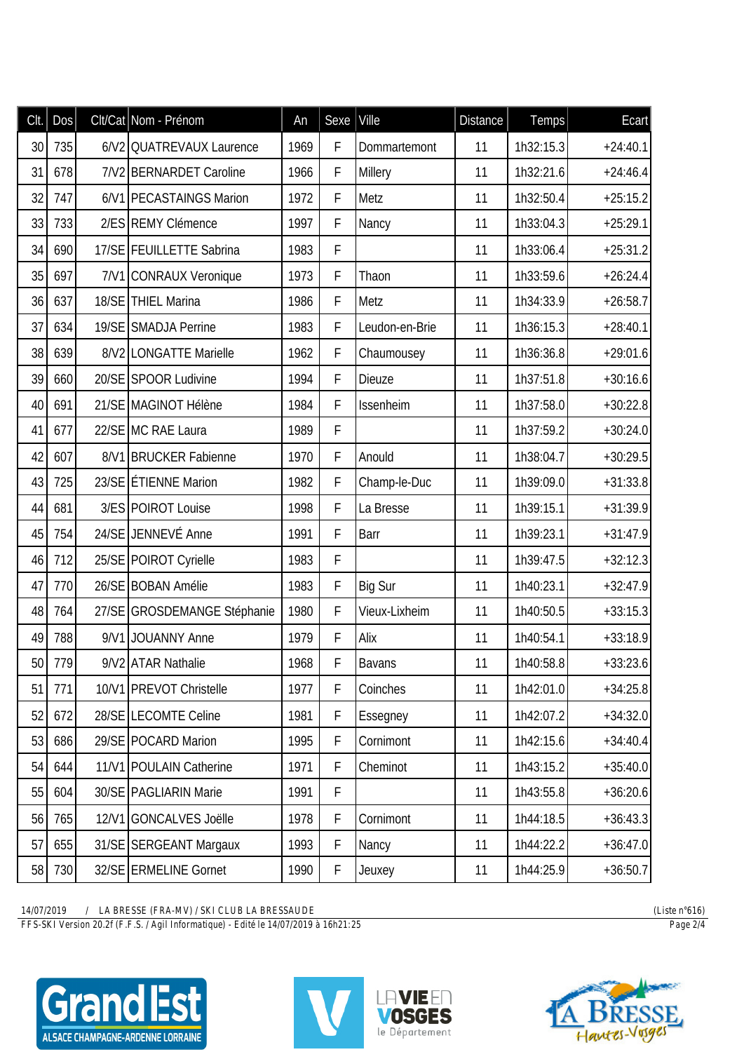| Clt. | Dos | Clt/Cat | Nom - Prénom | An | Sexe | Ville | Distance | Temps | Ecart |
|---|---|---|---|---|---|---|---|---|---|
| 30 | 735 | 6/V2 | QUATREVAUX Laurence | 1969 | F | Dommartemont | 11 | 1h32:15.3 | +24:40.1 |
| 31 | 678 | 7/V2 | BERNARDET Caroline | 1966 | F | Millery | 11 | 1h32:21.6 | +24:46.4 |
| 32 | 747 | 6/V1 | PECASTAINGS Marion | 1972 | F | Metz | 11 | 1h32:50.4 | +25:15.2 |
| 33 | 733 | 2/ES | REMY Clémence | 1997 | F | Nancy | 11 | 1h33:04.3 | +25:29.1 |
| 34 | 690 | 17/SE | FEUILLETTE Sabrina | 1983 | F | | 11 | 1h33:06.4 | +25:31.2 |
| 35 | 697 | 7/V1 | CONRAUX Veronique | 1973 | F | Thaon | 11 | 1h33:59.6 | +26:24.4 |
| 36 | 637 | 18/SE | THIEL Marina | 1986 | F | Metz | 11 | 1h34:33.9 | +26:58.7 |
| 37 | 634 | 19/SE | SMADJA Perrine | 1983 | F | Leudon-en-Brie | 11 | 1h36:15.3 | +28:40.1 |
| 38 | 639 | 8/V2 | LONGATTE Marielle | 1962 | F | Chaumousey | 11 | 1h36:36.8 | +29:01.6 |
| 39 | 660 | 20/SE | SPOOR Ludivine | 1994 | F | Dieuze | 11 | 1h37:51.8 | +30:16.6 |
| 40 | 691 | 21/SE | MAGINOT Hélène | 1984 | F | Issenheim | 11 | 1h37:58.0 | +30:22.8 |
| 41 | 677 | 22/SE | MC RAE Laura | 1989 | F | | 11 | 1h37:59.2 | +30:24.0 |
| 42 | 607 | 8/V1 | BRUCKER Fabienne | 1970 | F | Anould | 11 | 1h38:04.7 | +30:29.5 |
| 43 | 725 | 23/SE | ÉTIENNE Marion | 1982 | F | Champ-le-Duc | 11 | 1h39:09.0 | +31:33.8 |
| 44 | 681 | 3/ES | POIROT Louise | 1998 | F | La Bresse | 11 | 1h39:15.1 | +31:39.9 |
| 45 | 754 | 24/SE | JENNEVÉ Anne | 1991 | F | Barr | 11 | 1h39:23.1 | +31:47.9 |
| 46 | 712 | 25/SE | POIROT Cyrielle | 1983 | F | | 11 | 1h39:47.5 | +32:12.3 |
| 47 | 770 | 26/SE | BOBAN Amélie | 1983 | F | Big Sur | 11 | 1h40:23.1 | +32:47.9 |
| 48 | 764 | 27/SE | GROSDEMANGE Stéphanie | 1980 | F | Vieux-Lixheim | 11 | 1h40:50.5 | +33:15.3 |
| 49 | 788 | 9/V1 | JOUANNY Anne | 1979 | F | Alix | 11 | 1h40:54.1 | +33:18.9 |
| 50 | 779 | 9/V2 | ATAR Nathalie | 1968 | F | Bavans | 11 | 1h40:58.8 | +33:23.6 |
| 51 | 771 | 10/V1 | PREVOT Christelle | 1977 | F | Coinches | 11 | 1h42:01.0 | +34:25.8 |
| 52 | 672 | 28/SE | LECOMTE Celine | 1981 | F | Essegney | 11 | 1h42:07.2 | +34:32.0 |
| 53 | 686 | 29/SE | POCARD Marion | 1995 | F | Cornimont | 11 | 1h42:15.6 | +34:40.4 |
| 54 | 644 | 11/V1 | POULAIN Catherine | 1971 | F | Cheminot | 11 | 1h43:15.2 | +35:40.0 |
| 55 | 604 | 30/SE | PAGLIARIN Marie | 1991 | F | | 11 | 1h43:55.8 | +36:20.6 |
| 56 | 765 | 12/V1 | GONCALVES Joëlle | 1978 | F | Cornimont | 11 | 1h44:18.5 | +36:43.3 |
| 57 | 655 | 31/SE | SERGEANT Margaux | 1993 | F | Nancy | 11 | 1h44:22.2 | +36:47.0 |
| 58 | 730 | 32/SE | ERMELINE Gornet | 1990 | F | Jeuxey | 11 | 1h44:25.9 | +36:50.7 |

14/07/2019 / LA BRESSE (FRA-MV) / SKI CLUB LA BRESSAUDE (Liste n°616)
FFS-SKI Version 20.2f (F.F.S. / Agil Informatique) - Edité le 14/07/2019 à 16h21:25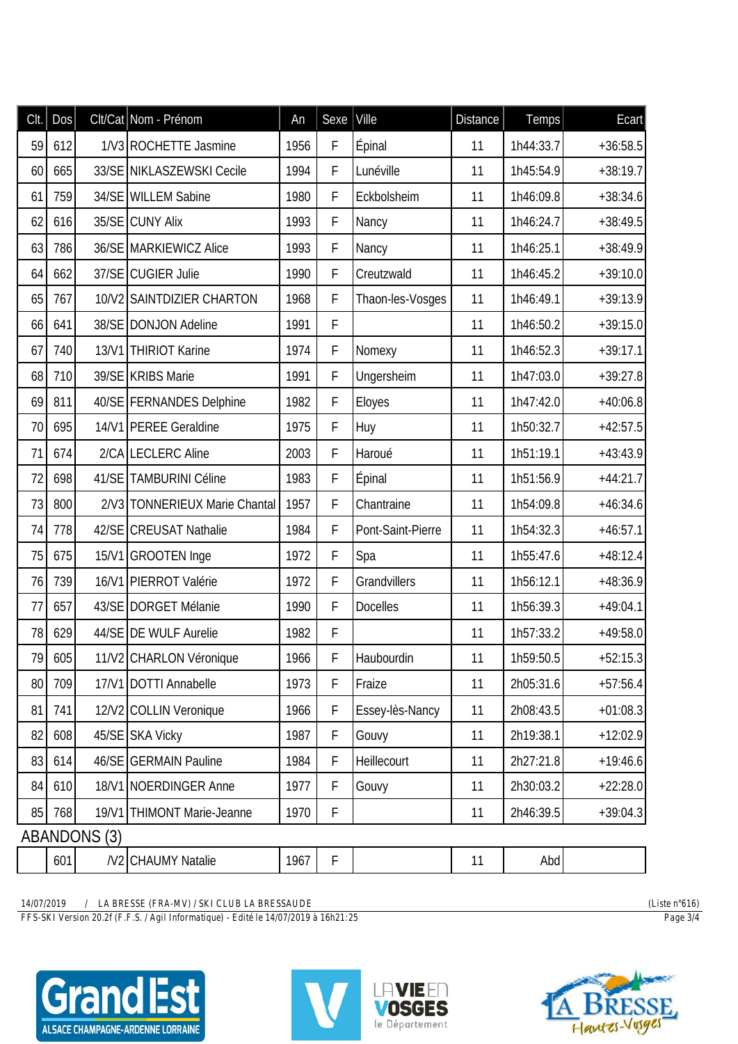| Clt. | Dos | Clt/Cat | Nom - Prénom | An | Sexe | Ville | Distance | Temps | Ecart |
|---|---|---|---|---|---|---|---|---|---|
| 59 | 612 | 1/V3 | ROCHETTE Jasmine | 1956 | F | Épinal | 11 | 1h44:33.7 | +36:58.5 |
| 60 | 665 | 33/SE | NIKLASZEWSKI Cecile | 1994 | F | Lunéville | 11 | 1h45:54.9 | +38:19.7 |
| 61 | 759 | 34/SE | WILLEM Sabine | 1980 | F | Eckbolsheim | 11 | 1h46:09.8 | +38:34.6 |
| 62 | 616 | 35/SE | CUNY Alix | 1993 | F | Nancy | 11 | 1h46:24.7 | +38:49.5 |
| 63 | 786 | 36/SE | MARKIEWICZ Alice | 1993 | F | Nancy | 11 | 1h46:25.1 | +38:49.9 |
| 64 | 662 | 37/SE | CUGIER Julie | 1990 | F | Creutzwald | 11 | 1h46:45.2 | +39:10.0 |
| 65 | 767 | 10/V2 | SAINTDIZIER CHARTON | 1968 | F | Thaon-les-Vosges | 11 | 1h46:49.1 | +39:13.9 |
| 66 | 641 | 38/SE | DONJON Adeline | 1991 | F | | 11 | 1h46:50.2 | +39:15.0 |
| 67 | 740 | 13/V1 | THIRIOT Karine | 1974 | F | Nomexy | 11 | 1h46:52.3 | +39:17.1 |
| 68 | 710 | 39/SE | KRIBS Marie | 1991 | F | Ungersheim | 11 | 1h47:03.0 | +39:27.8 |
| 69 | 811 | 40/SE | FERNANDES Delphine | 1982 | F | Eloyes | 11 | 1h47:42.0 | +40:06.8 |
| 70 | 695 | 14/V1 | PEREE Geraldine | 1975 | F | Huy | 11 | 1h50:32.7 | +42:57.5 |
| 71 | 674 | 2/CA | LECLERC Aline | 2003 | F | Haroué | 11 | 1h51:19.1 | +43:43.9 |
| 72 | 698 | 41/SE | TAMBURINI Céline | 1983 | F | Épinal | 11 | 1h51:56.9 | +44:21.7 |
| 73 | 800 | 2/V3 | TONNERIEUX Marie Chantal | 1957 | F | Chantraine | 11 | 1h54:09.8 | +46:34.6 |
| 74 | 778 | 42/SE | CREUSAT Nathalie | 1984 | F | Pont-Saint-Pierre | 11 | 1h54:32.3 | +46:57.1 |
| 75 | 675 | 15/V1 | GROOTEN Inge | 1972 | F | Spa | 11 | 1h55:47.6 | +48:12.4 |
| 76 | 739 | 16/V1 | PIERROT Valérie | 1972 | F | Grandvillers | 11 | 1h56:12.1 | +48:36.9 |
| 77 | 657 | 43/SE | DORGET Mélanie | 1990 | F | Docelles | 11 | 1h56:39.3 | +49:04.1 |
| 78 | 629 | 44/SE | DE WULF Aurelie | 1982 | F | | 11 | 1h57:33.2 | +49:58.0 |
| 79 | 605 | 11/V2 | CHARLON Véronique | 1966 | F | Haubourdin | 11 | 1h59:50.5 | +52:15.3 |
| 80 | 709 | 17/V1 | DOTTI Annabelle | 1973 | F | Fraize | 11 | 2h05:31.6 | +57:56.4 |
| 81 | 741 | 12/V2 | COLLIN Veronique | 1966 | F | Essey-lès-Nancy | 11 | 2h08:43.5 | +01:08.3 |
| 82 | 608 | 45/SE | SKA Vicky | 1987 | F | Gouvy | 11 | 2h19:38.1 | +12:02.9 |
| 83 | 614 | 46/SE | GERMAIN Pauline | 1984 | F | Heillecourt | 11 | 2h27:21.8 | +19:46.6 |
| 84 | 610 | 18/V1 | NOERDINGER Anne | 1977 | F | Gouvy | 11 | 2h30:03.2 | +22:28.0 |
| 85 | 768 | 19/V1 | THIMONT Marie-Jeanne | 1970 | F | | 11 | 2h46:39.5 | +39:04.3 |

ABANDONS (3)

| Clt. | Dos | Clt/Cat | Nom - Prénom | An | Sexe | Ville | Distance | Temps | Ecart |
|---|---|---|---|---|---|---|---|---|---|
| | 601 | /V2 | CHAUMY Natalie | 1967 | F | | 11 | Abd | |

14/07/2019 / LA BRESSE (FRA-MV) / SKI CLUB LA BRESSAUDE (Liste n°616)

FFS-SKI Version 20.2f (F.F.S. / Agil Informatique) - Edité le 14/07/2019 à 16h21:25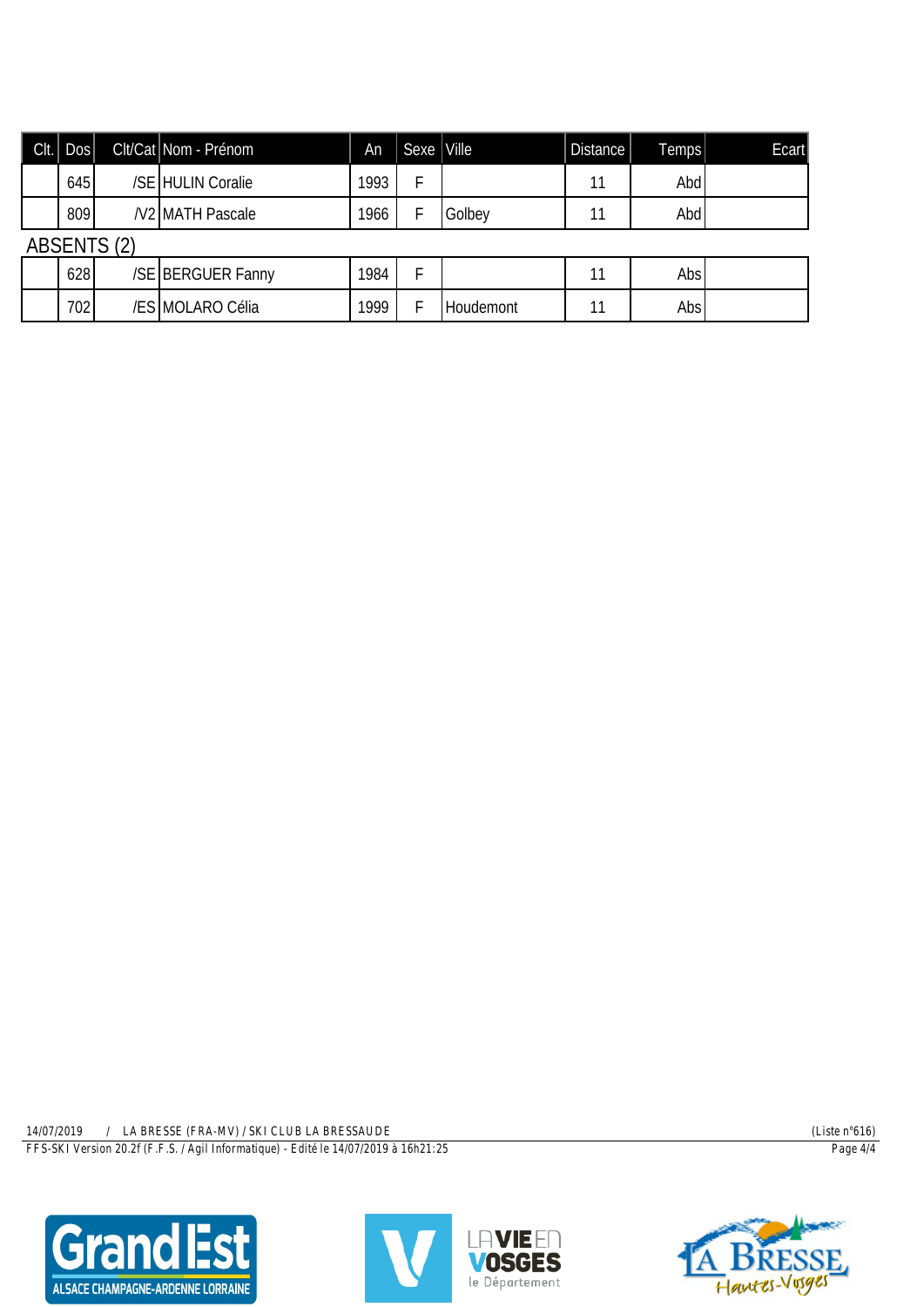| Clt. | Dos | Clt/Cat | Nom - Prénom | An | Sexe | Ville | Distance | Temps | Ecart |
|---|---|---|---|---|---|---|---|---|---|
| | 645 | /SE | HULIN Coralie | 1993 | F | | 11 | Abd | |
| | 809 | /V2 | MATH Pascale | 1966 | F | Golbey | 11 | Abd | |

ABSENTS (2)

| Clt. | Dos | Clt/Cat | Nom - Prénom | An | Sexe | Ville | Distance | Temps | Ecart |
|---|---|---|---|---|---|---|---|---|---|
| | 628 | /SE | BERGUER Fanny | 1984 | F | | 11 | Abs | |
| | 702 | /ES | MOLARO Célia | 1999 | F | Houdemont | 11 | Abs | |